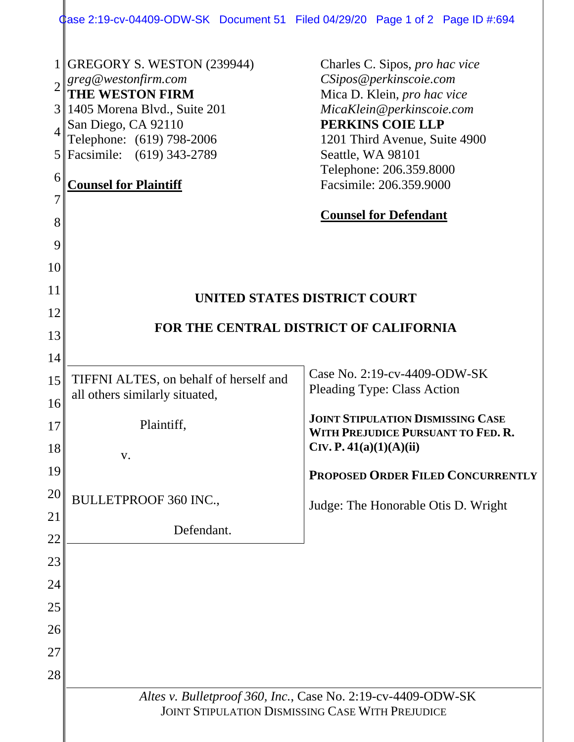GREGORY S. WESTON (239944)
*greg@westonfirm.com*
**THE WESTON FIRM**
1405 Morena Blvd., Suite 201
San Diego, CA 92110
Telephone: (619) 798-2006
Facsimile: (619) 343-2789

**Counsel for Plaintiff**

Charles C. Sipos, *pro hac vice*
*CSipos@perkinscoie.com*
Mica D. Klein, *pro hac vice*
*MicaKlein@perkinscoie.com*
**PERKINS COIE LLP**
1201 Third Avenue, Suite 4900
Seattle, WA 98101
Telephone: 206.359.8000
Facsimile: 206.359.9000

**Counsel for Defendant**

## UNITED STATES DISTRICT COURT

## FOR THE CENTRAL DISTRICT OF CALIFORNIA

| | |
|---|---|
| TIFFNI ALTES, on behalf of herself and all others similarly situated,<br><br>Plaintiff,<br><br>v.<br><br>BULLETPROOF 360 INC.,<br><br>Defendant. | Case No. 2:19-cv-4409-ODW-SK<br>Pleading Type: Class Action<br><br>**JOINT STIPULATION DISMISSING CASE WITH PREJUDICE PURSUANT TO FED. R. CIV. P. 41(a)(1)(A)(ii)**<br><br>**PROPOSED ORDER FILED CONCURRENTLY**<br><br>Judge: The Honorable Otis D. Wright |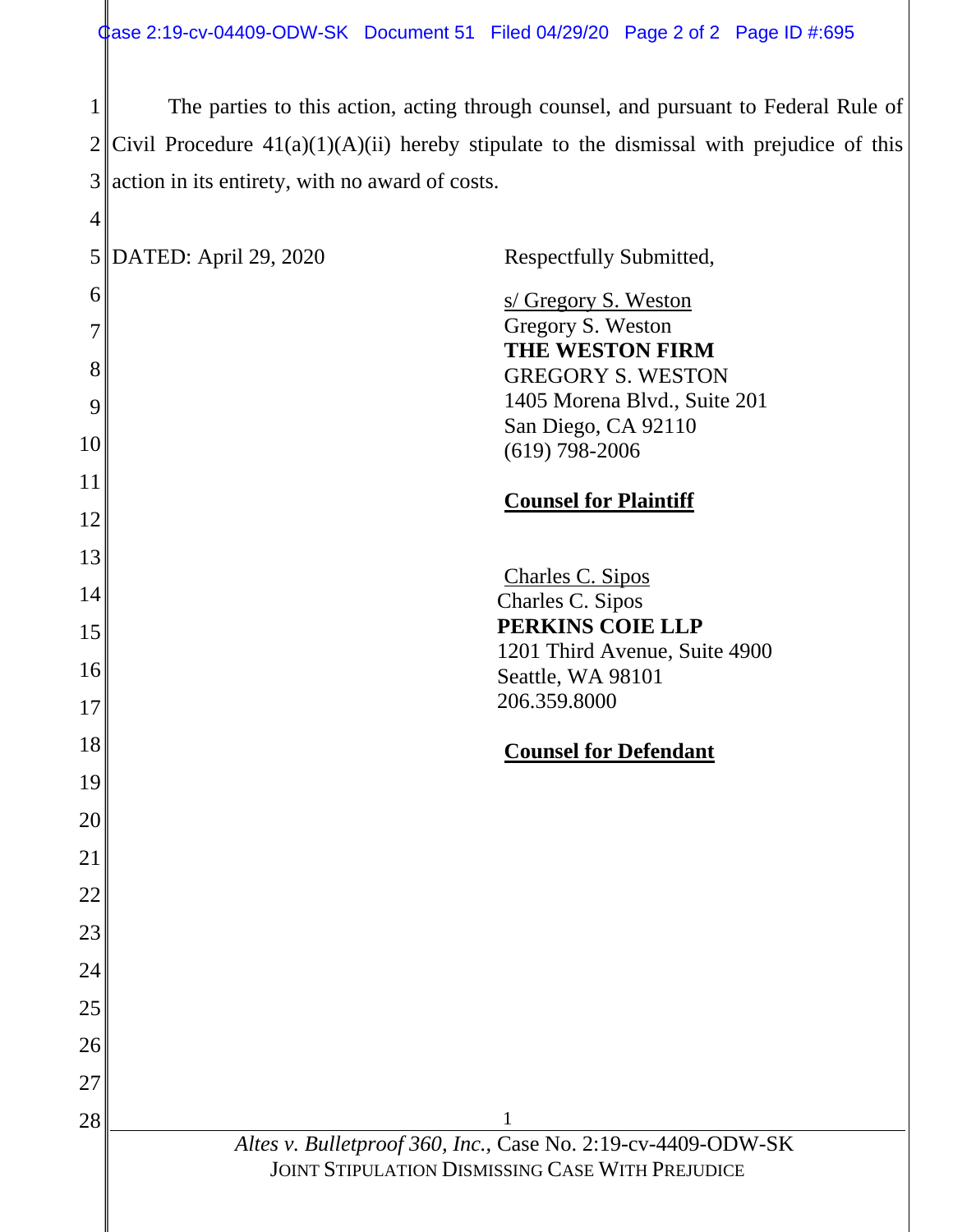The parties to this action, acting through counsel, and pursuant to Federal Rule of Civil Procedure 41(a)(1)(A)(ii) hereby stipulate to the dismissal with prejudice of this action in its entirety, with no award of costs.

DATED: April 29, 2020

Respectfully Submitted,

s/ Gregory S. Weston
Gregory S. Weston
**THE WESTON FIRM**
GREGORY S. WESTON
1405 Morena Blvd., Suite 201
San Diego, CA 92110
(619) 798-2006

**Counsel for Plaintiff**

Charles C. Sipos
Charles C. Sipos
**PERKINS COIE LLP**
1201 Third Avenue, Suite 4900
Seattle, WA 98101
206.359.8000

**Counsel for Defendant**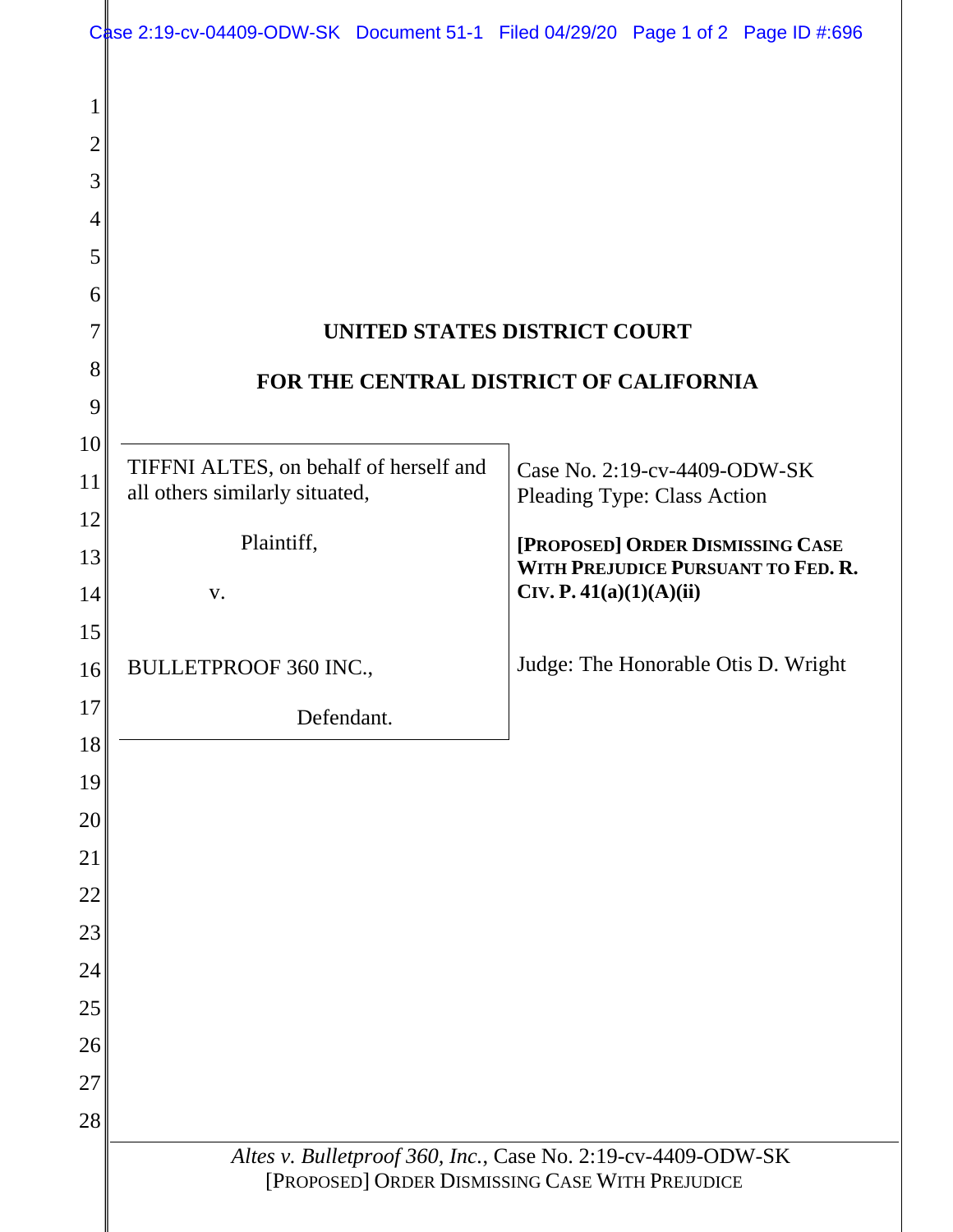# UNITED STATES DISTRICT COURT

# FOR THE CENTRAL DISTRICT OF CALIFORNIA

| | |
|---|---|
| TIFFNI ALTES, on behalf of herself and all others similarly situated,<br><br>Plaintiff,<br><br>v.<br><br>BULLETPROOF 360 INC.,<br><br>Defendant. | Case No. 2:19-cv-4409-ODW-SK<br>Pleading Type: Class Action<br><br>**[PROPOSED] ORDER DISMISSING CASE WITH PREJUDICE PURSUANT TO FED. R. CIV. P. 41(a)(1)(A)(ii)**<br><br>Judge: The Honorable Otis D. Wright |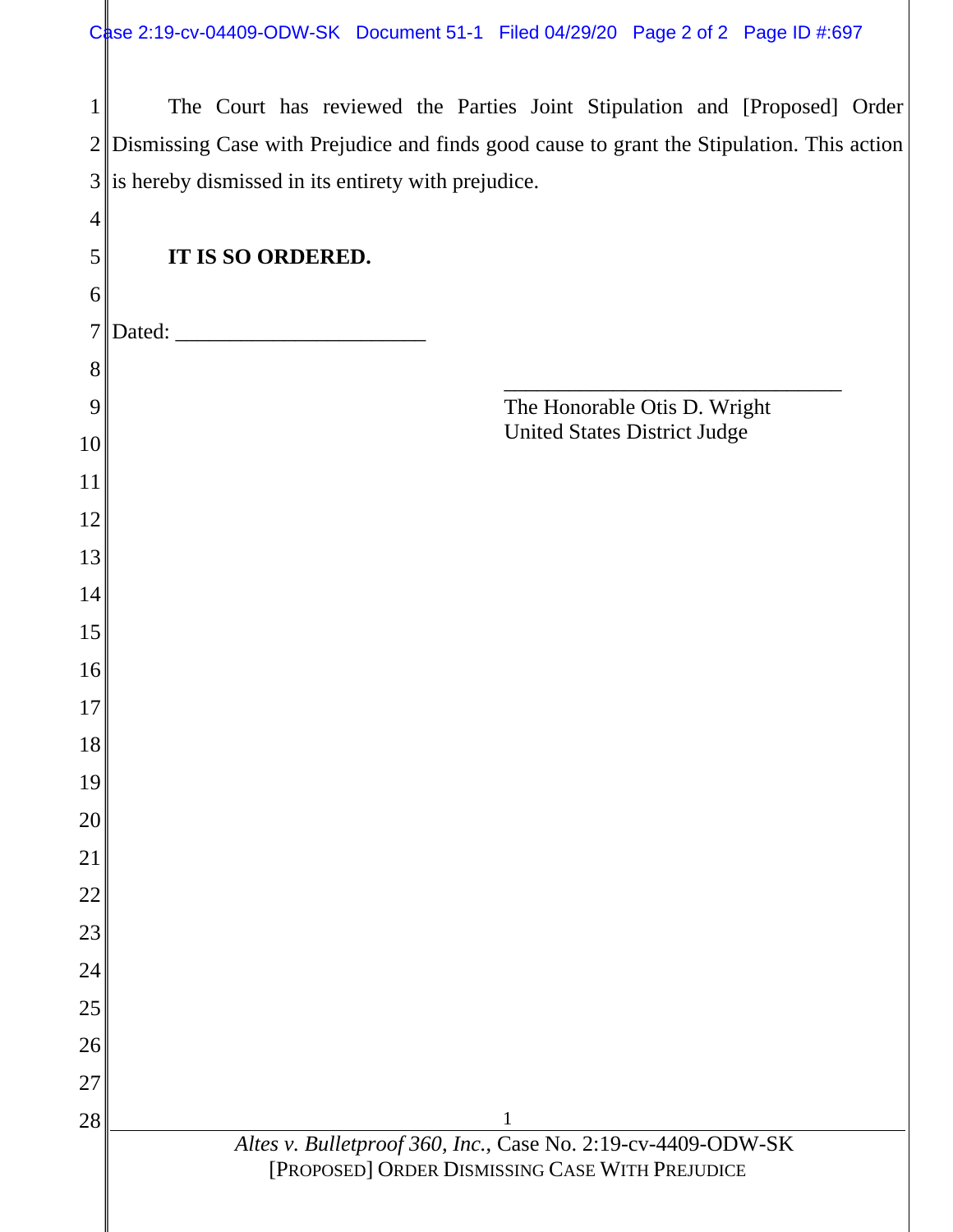The Court has reviewed the Parties Joint Stipulation and [Proposed] Order Dismissing Case with Prejudice and finds good cause to grant the Stipulation. This action is hereby dismissed in its entirety with prejudice.

**IT IS SO ORDERED.**

Dated: ______________________

________________________________
The Honorable Otis D. Wright
United States District Judge

*Altes v. Bulletproof 360, Inc.*, Case No. 2:19-cv-4409-ODW-SK
[PROPOSED] ORDER DISMISSING CASE WITH PREJUDICE